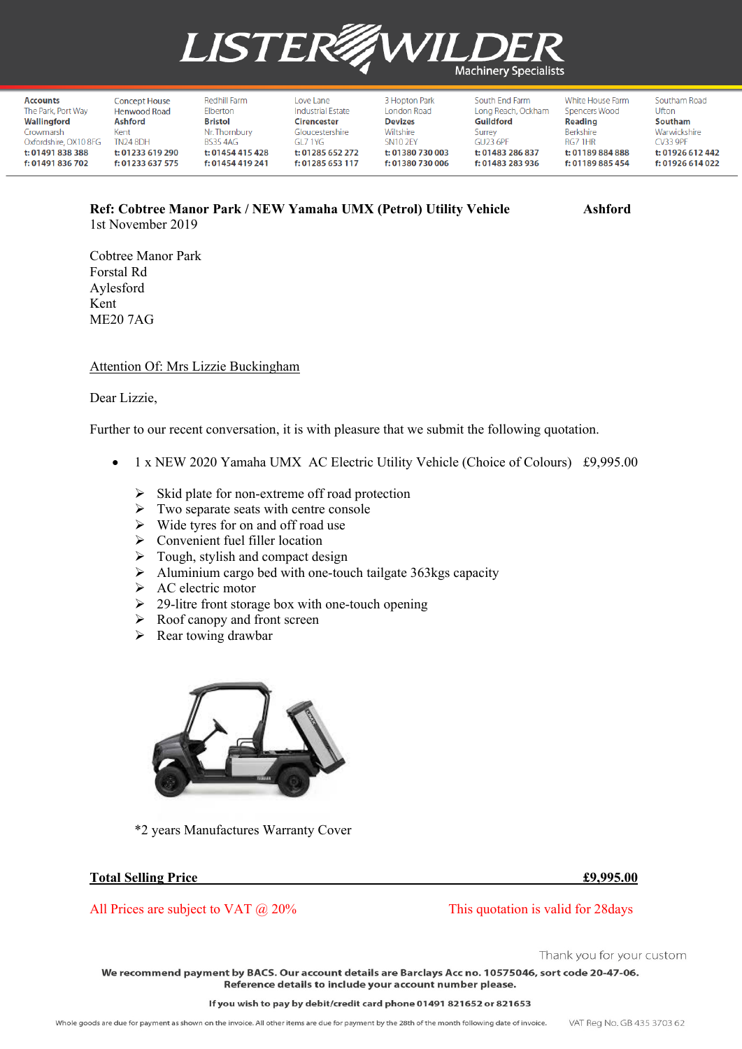# LISTER WILDER

Machinery Specialists

| Accounts | Concept House | Redhill Farm | Love Lane | 3 Hopton Park | South End Farm | White House Farm | Southam Road |
|---|---|---|---|---|---|---|---|
| The Park, Port Way | Henwood Road | Elberton | Industrial Estate | London Road | Long Reach, Ockham | Spencers Wood | Ufton |
| **Wallingford** | **Ashford** | **Bristol** | **Cirencester** | **Devizes** | **Guildford** | **Reading** | **Southam** |
| Crowmarsh | Kent | Nr. Thornbury | Gloucestershire | Wiltshire | Surrey | Berkshire | Warwickshire |
| Oxfordshire, OX10 8FG | TN24 8DH | BS35 4AG | GL7 1YG | SN10 2EY | GU23 6PF | RG7 1HR | CV33 9PF |
| t: 01491 838 388 | t: 01233 619 290 | t: 01454 415 428 | t: 01285 652 272 | t: 01380 730 003 | t: 01483 286 837 | t: 01189 884 888 | t: 01926 612 442 |
| f: 01491 836 702 | f: 01233 637 575 | f: 01454 419 241 | f: 01285 653 117 | f: 01380 730 006 | f: 01483 283 936 | f: 01189 885 454 | f: 01926 614 022 |

**Ref: Cobtree Manor Park / NEW Yamaha UMX (Petrol) Utility Vehicle** **Ashford**
1st November 2019

Cobtree Manor Park
Forstal Rd
Aylesford
Kent
ME20 7AG

Attention Of: Mrs Lizzie Buckingham

Dear Lizzie,

Further to our recent conversation, it is with pleasure that we submit the following quotation.

- 1 x NEW 2020 Yamaha UMX AC Electric Utility Vehicle (Choice of Colours) £9,995.00
  - Skid plate for non-extreme off road protection
  - Two separate seats with centre console
  - Wide tyres for on and off road use
  - Convenient fuel filler location
  - Tough, stylish and compact design
  - Aluminium cargo bed with one-touch tailgate 363kgs capacity
  - AC electric motor
  - 29-litre front storage box with one-touch opening
  - Roof canopy and front screen
  - Rear towing drawbar

*2 years Manufactures Warranty Cover

**Total Selling Price** **£9,995.00**

All Prices are subject to VAT @ 20% This quotation is valid for 28days

Thank you for your custom

**We recommend payment by BACS. Our account details are Barclays Acc no. 10575046, sort code 20-47-06. Reference details to include your account number please.**

**If you wish to pay by debit/credit card phone 01491 821652 or 821653**

Whole goods are due for payment as shown on the invoice. All other items are due for payment by the 28th of the month following date of invoice. VAT Reg No. GB 435 3703 62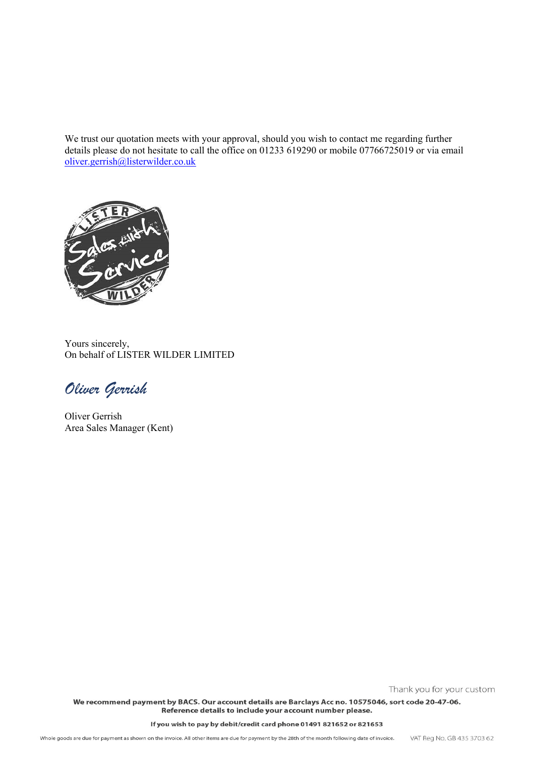We trust our quotation meets with your approval, should you wish to contact me regarding further details please do not hesitate to call the office on 01233 619290 or mobile 07766725019 or via email oliver.gerrish@listerwilder.co.uk

Yours sincerely,
On behalf of LISTER WILDER LIMITED

*Oliver Gerrish*

Oliver Gerrish
Area Sales Manager (Kent)

Thank you for your custom

**We recommend payment by BACS. Our account details are Barclays Acc no. 10575046, sort code 20-47-06. Reference details to include your account number please.**

**If you wish to pay by debit/credit card phone 01491 821652 or 821653**

Whole goods are due for payment as shown on the invoice. All other items are due for payment by the 28th of the month following date of invoice.

VAT Reg No. GB 435 3703 62